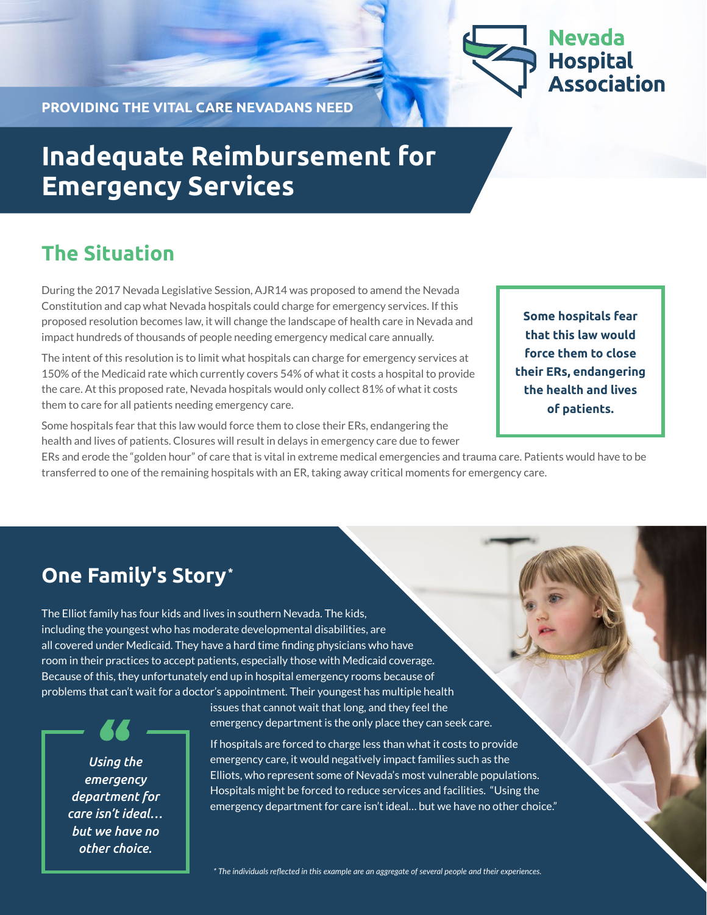Nevada Hospital Association

PROVIDING THE VITAL CARE NEVADANS NEED

# Inadequate Reimbursement for Emergency Services

## The Situation

During the 2017 Nevada Legislative Session, AJR14 was proposed to amend the Nevada Constitution and cap what Nevada hospitals could charge for emergency services. If this proposed resolution becomes law, it will change the landscape of health care in Nevada and impact hundreds of thousands of people needing emergency medical care annually.

The intent of this resolution is to limit what hospitals can charge for emergency services at 150% of the Medicaid rate which currently covers 54% of what it costs a hospital to provide the care. At this proposed rate, Nevada hospitals would only collect 81% of what it costs them to care for all patients needing emergency care.

Some hospitals fear that this law would force them to close their ERs, endangering the health and lives of patients. Closures will result in delays in emergency care due to fewer ERs and erode the "golden hour" of care that is vital in extreme medical emergencies and trauma care. Patients would have to be transferred to one of the remaining hospitals with an ER, taking away critical moments for emergency care.

**Some hospitals fear that this law would force them to close their ERs, endangering the health and lives of patients.**

## One Family's Story*

The Elliot family has four kids and lives in southern Nevada. The kids, including the youngest who has moderate developmental disabilities, are all covered under Medicaid. They have a hard time finding physicians who have room in their practices to accept patients, especially those with Medicaid coverage. Because of this, they unfortunately end up in hospital emergency rooms because of problems that can't wait for a doctor's appointment. Their youngest has multiple health issues that cannot wait that long, and they feel the emergency department is the only place they can seek care.

If hospitals are forced to charge less than what it costs to provide emergency care, it would negatively impact families such as the Elliots, who represent some of Nevada's most vulnerable populations. Hospitals might be forced to reduce services and facilities. "Using the emergency department for care isn't ideal... but we have no other choice."

> *Using the emergency department for care isn't ideal... but we have no other choice.*

*\* The individuals reflected in this example are an aggregate of several people and their experiences.*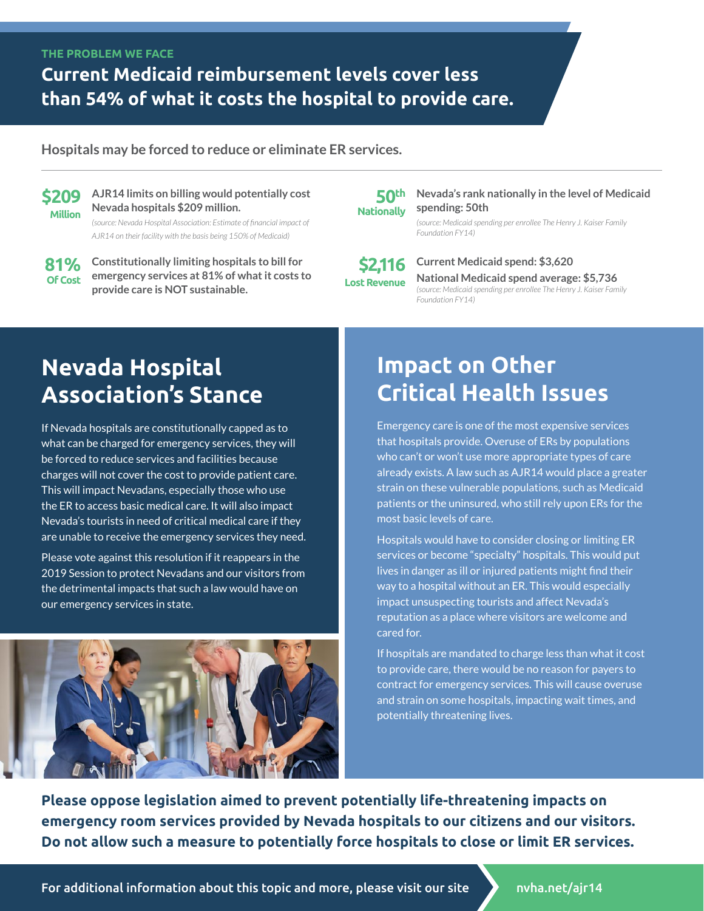THE PROBLEM WE FACE

# Current Medicaid reimbursement levels cover less than 54% of what it costs the hospital to provide care.

**Hospitals may be forced to reduce or eliminate ER services.**

**$209 Million** — **AJR14 limits on billing would potentially cost Nevada hospitals $209 million.**
*(source: Nevada Hospital Association: Estimate of financial impact of AJR14 on their facility with the basis being 150% of Medicaid)*

**81% Of Cost** — **Constitutionally limiting hospitals to bill for emergency services at 81% of what it costs to provide care is NOT sustainable.**

**50th Nationally** — **Nevada's rank nationally in the level of Medicaid spending: 50th**
*(source: Medicaid spending per enrollee The Henry J. Kaiser Family Foundation FY14)*

**$2,116 Lost Revenue** — **Current Medicaid spend: $3,620**
**National Medicaid spend average: $5,736**
*(source: Medicaid spending per enrollee The Henry J. Kaiser Family Foundation FY14)*

## Nevada Hospital Association's Stance

If Nevada hospitals are constitutionally capped as to what can be charged for emergency services, they will be forced to reduce services and facilities because charges will not cover the cost to provide patient care. This will impact Nevadans, especially those who use the ER to access basic medical care. It will also impact Nevada's tourists in need of critical medical care if they are unable to receive the emergency services they need.

Please vote against this resolution if it reappears in the 2019 Session to protect Nevadans and our visitors from the detrimental impacts that such a law would have on our emergency services in state.

## Impact on Other Critical Health Issues

Emergency care is one of the most expensive services that hospitals provide. Overuse of ERs by populations who can't or won't use more appropriate types of care already exists. A law such as AJR14 would place a greater strain on these vulnerable populations, such as Medicaid patients or the uninsured, who still rely upon ERs for the most basic levels of care.

Hospitals would have to consider closing or limiting ER services or become "specialty" hospitals. This would put lives in danger as ill or injured patients might find their way to a hospital without an ER. This would especially impact unsuspecting tourists and affect Nevada's reputation as a place where visitors are welcome and cared for.

If hospitals are mandated to charge less than what it cost to provide care, there would be no reason for payers to contract for emergency services. This will cause overuse and strain on some hospitals, impacting wait times, and potentially threatening lives.

**Please oppose legislation aimed to prevent potentially life-threatening impacts on emergency room services provided by Nevada hospitals to our citizens and our visitors. Do not allow such a measure to potentially force hospitals to close or limit ER services.**

**For additional information about this topic and more, please visit our site** **nvha.net/ajr14**